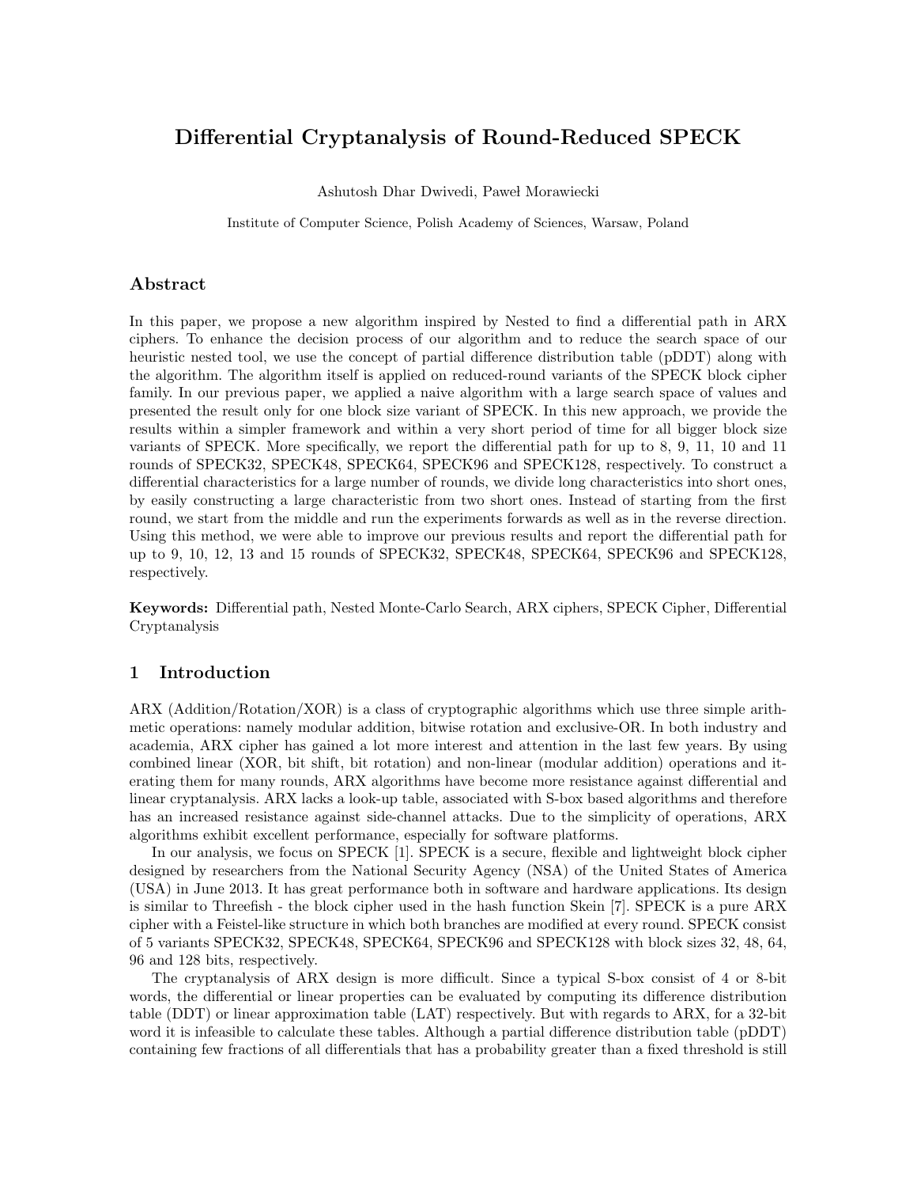// Differential Cryptanalysis of Round-Reduced SPECK

Ashutosh Dhar Dwivedi, Paweł Morawiecki

Institute of Computer Science, Polish Academy of Sciences, Warsaw, Poland

## Abstract

In this paper, we propose a new algorithm inspired by Nested to find a differential path in ARX ciphers. To enhance the decision process of our algorithm and to reduce the search space of our heuristic nested tool, we use the concept of partial difference distribution table (pDDT) along with the algorithm. The algorithm itself is applied on reduced-round variants of the SPECK block cipher family. In our previous paper, we applied a naive algorithm with a large search space of values and presented the result only for one block size variant of SPECK. In this new approach, we provide the results within a simpler framework and within a very short period of time for all bigger block size variants of SPECK. More specifically, we report the differential path for up to 8, 9, 11, 10 and 11 rounds of SPECK32, SPECK48, SPECK64, SPECK96 and SPECK128, respectively. To construct a differential characteristics for a large number of rounds, we divide long characteristics into short ones, by easily constructing a large characteristic from two short ones. Instead of starting from the first round, we start from the middle and run the experiments forwards as well as in the reverse direction. Using this method, we were able to improve our previous results and report the differential path for up to 9, 10, 12, 13 and 15 rounds of SPECK32, SPECK48, SPECK64, SPECK96 and SPECK128, respectively.

**Keywords:** Differential path, Nested Monte-Carlo Search, ARX ciphers, SPECK Cipher, Differential Cryptanalysis

## 1 Introduction

ARX (Addition/Rotation/XOR) is a class of cryptographic algorithms which use three simple arithmetic operations: namely modular addition, bitwise rotation and exclusive-OR. In both industry and academia, ARX cipher has gained a lot more interest and attention in the last few years. By using combined linear (XOR, bit shift, bit rotation) and non-linear (modular addition) operations and iterating them for many rounds, ARX algorithms have become more resistance against differential and linear cryptanalysis. ARX lacks a look-up table, associated with S-box based algorithms and therefore has an increased resistance against side-channel attacks. Due to the simplicity of operations, ARX algorithms exhibit excellent performance, especially for software platforms.

In our analysis, we focus on SPECK [1]. SPECK is a secure, flexible and lightweight block cipher designed by researchers from the National Security Agency (NSA) of the United States of America (USA) in June 2013. It has great performance both in software and hardware applications. Its design is similar to Threefish - the block cipher used in the hash function Skein [7]. SPECK is a pure ARX cipher with a Feistel-like structure in which both branches are modified at every round. SPECK consist of 5 variants SPECK32, SPECK48, SPECK64, SPECK96 and SPECK128 with block sizes 32, 48, 64, 96 and 128 bits, respectively.

The cryptanalysis of ARX design is more difficult. Since a typical S-box consist of 4 or 8-bit words, the differential or linear properties can be evaluated by computing its difference distribution table (DDT) or linear approximation table (LAT) respectively. But with regards to ARX, for a 32-bit word it is infeasible to calculate these tables. Although a partial difference distribution table (pDDT) containing few fractions of all differentials that has a probability greater than a fixed threshold is still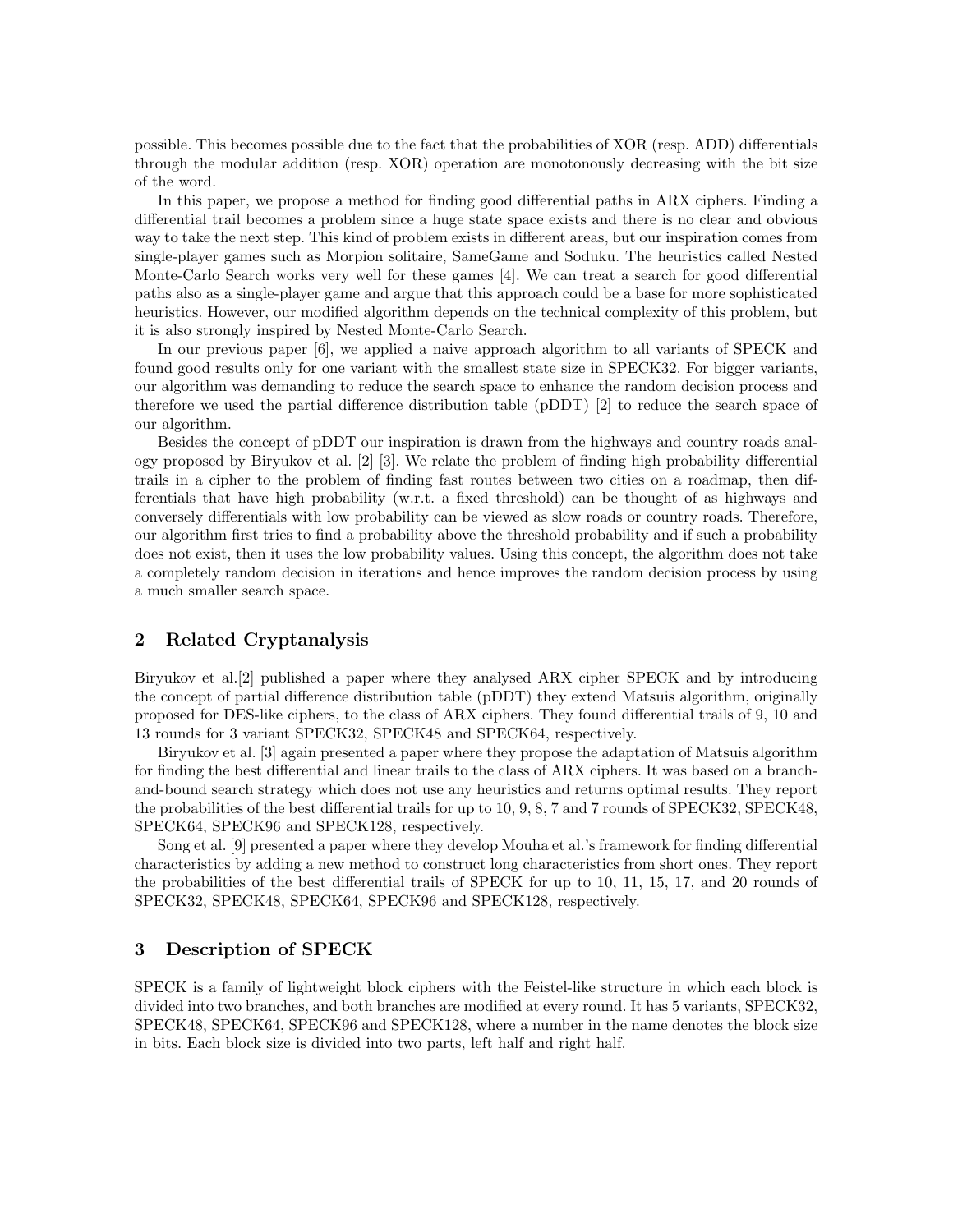possible. This becomes possible due to the fact that the probabilities of XOR (resp. ADD) differentials through the modular addition (resp. XOR) operation are monotonously decreasing with the bit size of the word.

In this paper, we propose a method for finding good differential paths in ARX ciphers. Finding a differential trail becomes a problem since a huge state space exists and there is no clear and obvious way to take the next step. This kind of problem exists in different areas, but our inspiration comes from single-player games such as Morpion solitaire, SameGame and Soduku. The heuristics called Nested Monte-Carlo Search works very well for these games [4]. We can treat a search for good differential paths also as a single-player game and argue that this approach could be a base for more sophisticated heuristics. However, our modified algorithm depends on the technical complexity of this problem, but it is also strongly inspired by Nested Monte-Carlo Search.

In our previous paper [6], we applied a naive approach algorithm to all variants of SPECK and found good results only for one variant with the smallest state size in SPECK32. For bigger variants, our algorithm was demanding to reduce the search space to enhance the random decision process and therefore we used the partial difference distribution table (pDDT) [2] to reduce the search space of our algorithm.

Besides the concept of pDDT our inspiration is drawn from the highways and country roads analogy proposed by Biryukov et al. [2] [3]. We relate the problem of finding high probability differential trails in a cipher to the problem of finding fast routes between two cities on a roadmap, then differentials that have high probability (w.r.t. a fixed threshold) can be thought of as highways and conversely differentials with low probability can be viewed as slow roads or country roads. Therefore, our algorithm first tries to find a probability above the threshold probability and if such a probability does not exist, then it uses the low probability values. Using this concept, the algorithm does not take a completely random decision in iterations and hence improves the random decision process by using a much smaller search space.

## 2 Related Cryptanalysis

Biryukov et al.[2] published a paper where they analysed ARX cipher SPECK and by introducing the concept of partial difference distribution table (pDDT) they extend Matsuis algorithm, originally proposed for DES-like ciphers, to the class of ARX ciphers. They found differential trails of 9, 10 and 13 rounds for 3 variant SPECK32, SPECK48 and SPECK64, respectively.

Biryukov et al. [3] again presented a paper where they propose the adaptation of Matsuis algorithm for finding the best differential and linear trails to the class of ARX ciphers. It was based on a branch-and-bound search strategy which does not use any heuristics and returns optimal results. They report the probabilities of the best differential trails for up to 10, 9, 8, 7 and 7 rounds of SPECK32, SPECK48, SPECK64, SPECK96 and SPECK128, respectively.

Song et al. [9] presented a paper where they develop Mouha et al.'s framework for finding differential characteristics by adding a new method to construct long characteristics from short ones. They report the probabilities of the best differential trails of SPECK for up to 10, 11, 15, 17, and 20 rounds of SPECK32, SPECK48, SPECK64, SPECK96 and SPECK128, respectively.

## 3 Description of SPECK

SPECK is a family of lightweight block ciphers with the Feistel-like structure in which each block is divided into two branches, and both branches are modified at every round. It has 5 variants, SPECK32, SPECK48, SPECK64, SPECK96 and SPECK128, where a number in the name denotes the block size in bits. Each block size is divided into two parts, left half and right half.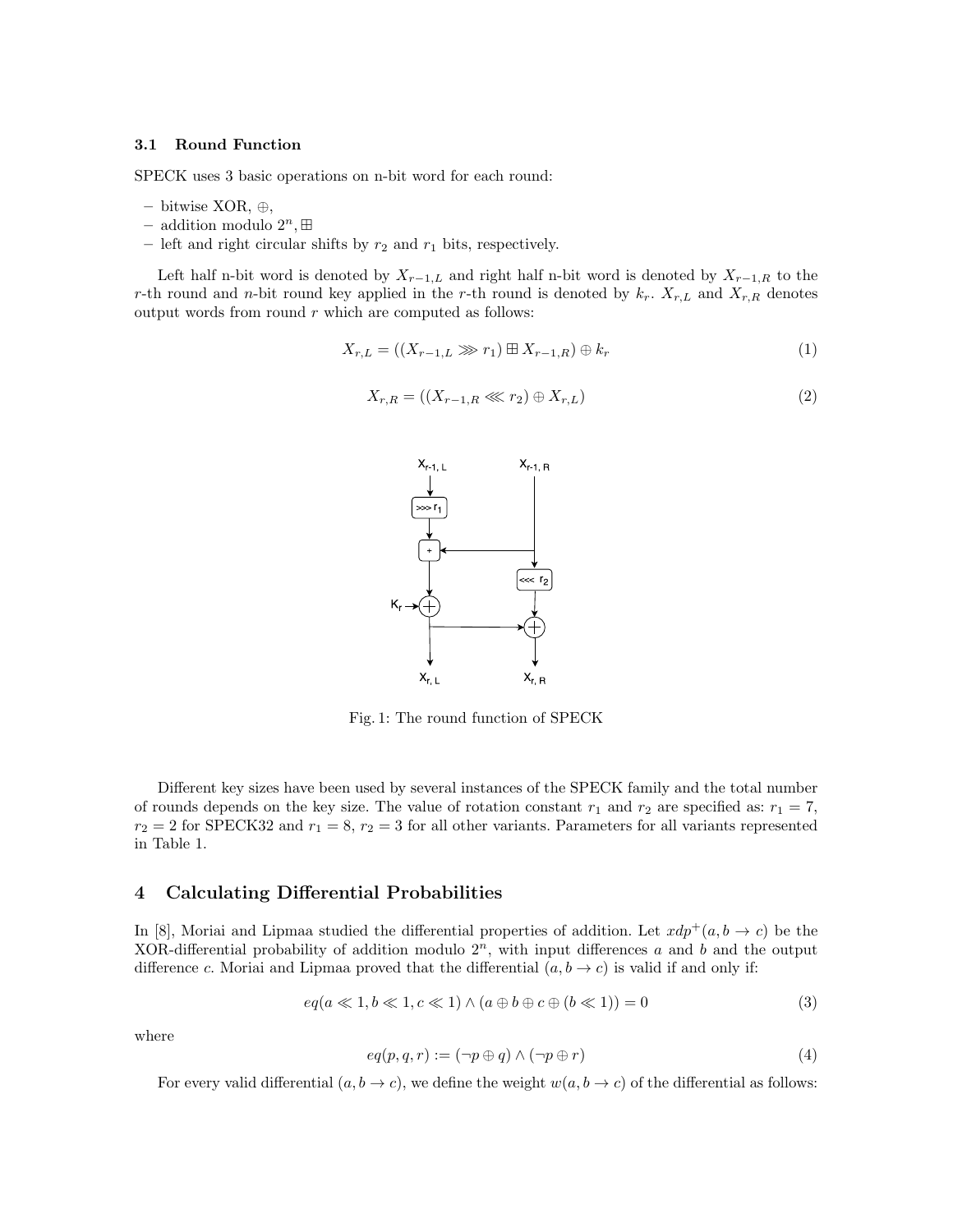### 3.1 Round Function

SPECK uses 3 basic operations on n-bit word for each round:

- bitwise XOR, $\oplus$,
- addition modulo $2^n$, $\boxplus$
- left and right circular shifts by $r_2$ and $r_1$ bits, respectively.

Left half n-bit word is denoted by $X_{r-1,L}$ and right half n-bit word is denoted by $X_{r-1,R}$ to the $r$-th round and $n$-bit round key applied in the $r$-th round is denoted by $k_r$. $X_{r,L}$ and $X_{r,R}$ denotes output words from round $r$ which are computed as follows:

$$X_{r,L} = ((X_{r-1,L} \ggg r_1) \boxplus X_{r-1,R}) \oplus k_r \tag{1}$$

$$X_{r,R} = ((X_{r-1,R} \lll r_2) \oplus X_{r,L}) \tag{2}$$

Fig. 1: The round function of SPECK

Different key sizes have been used by several instances of the SPECK family and the total number of rounds depends on the key size. The value of rotation constant $r_1$ and $r_2$ are specified as: $r_1 = 7$, $r_2 = 2$ for SPECK32 and $r_1 = 8$, $r_2 = 3$ for all other variants. Parameters for all variants represented in Table 1.

## 4 Calculating Differential Probabilities

In [8], Moriai and Lipmaa studied the differential properties of addition. Let $xdp^+(a, b \to c)$ be the XOR-differential probability of addition modulo $2^n$, with input differences $a$ and $b$ and the output difference $c$. Moriai and Lipmaa proved that the differential $(a, b \to c)$ is valid if and only if:

$$eq(a \ll 1, b \ll 1, c \ll 1) \wedge (a \oplus b \oplus c \oplus (b \ll 1)) = 0 \tag{3}$$

where

$$eq(p, q, r) := (\neg p \oplus q) \wedge (\neg p \oplus r) \tag{4}$$

For every valid differential $(a, b \to c)$, we define the weight $w(a, b \to c)$ of the differential as follows: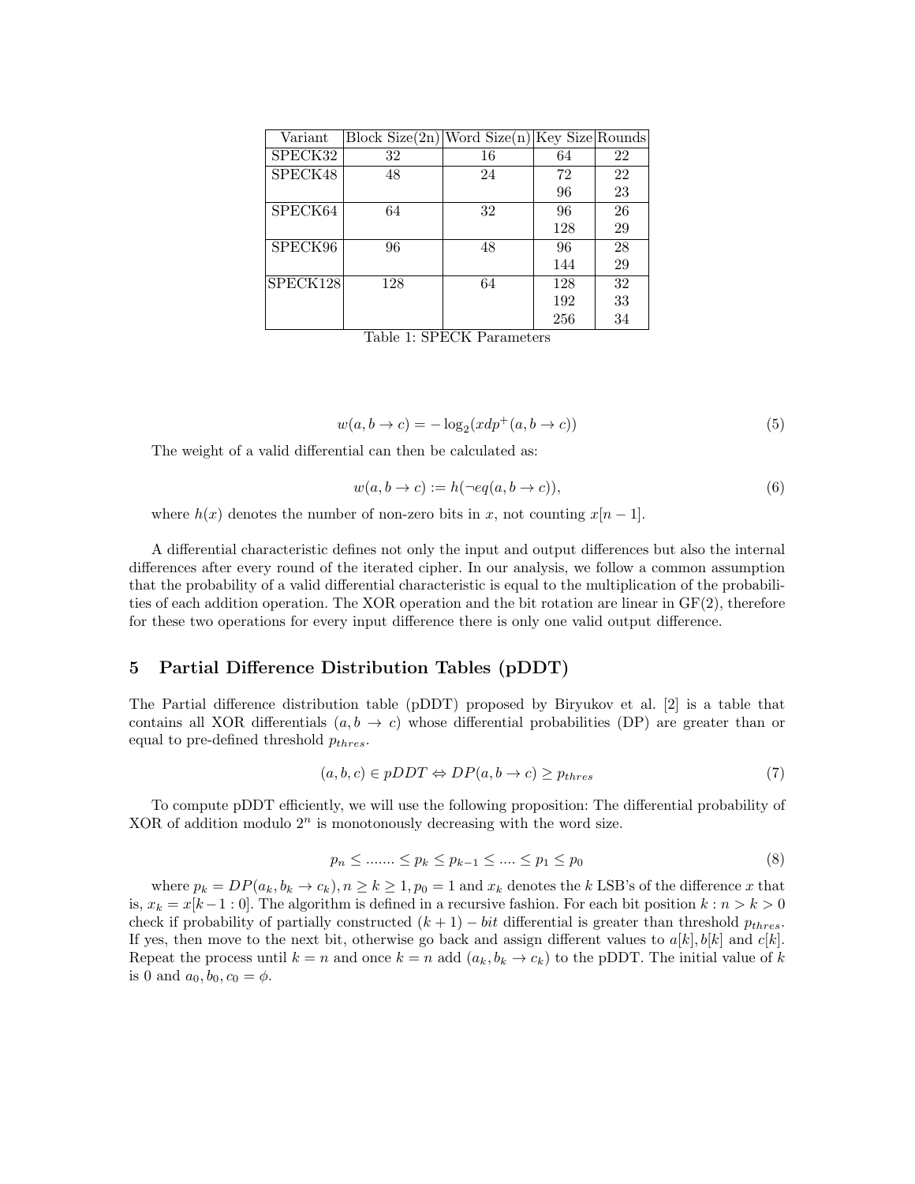| Variant | Block Size(2n) | Word Size(n) | Key Size | Rounds |
| --- | --- | --- | --- | --- |
| SPECK32 | 32 | 16 | 64 | 22 |
| SPECK48 | 48 | 24 | 72 | 22 |
| | | | 96 | 23 |
| SPECK64 | 64 | 32 | 96 | 26 |
| | | | 128 | 29 |
| SPECK96 | 96 | 48 | 96 | 28 |
| | | | 144 | 29 |
| SPECK128 | 128 | 64 | 128 | 32 |
| | | | 192 | 33 |
| | | | 256 | 34 |

Table 1: SPECK Parameters

$$w(a, b \to c) = -\log_2(xdp^+(a, b \to c)) \tag{5}$$

The weight of a valid differential can then be calculated as:

$$w(a, b \to c) := h(\neg eq(a, b \to c)), \tag{6}$$

where $h(x)$ denotes the number of non-zero bits in $x$, not counting $x[n-1]$.

A differential characteristic defines not only the input and output differences but also the internal differences after every round of the iterated cipher. In our analysis, we follow a common assumption that the probability of a valid differential characteristic is equal to the multiplication of the probabilities of each addition operation. The XOR operation and the bit rotation are linear in GF(2), therefore for these two operations for every input difference there is only one valid output difference.

## 5 Partial Difference Distribution Tables (pDDT)

The Partial difference distribution table (pDDT) proposed by Biryukov et al. [2] is a table that contains all XOR differentials $(a, b \to c)$ whose differential probabilities (DP) are greater than or equal to pre-defined threshold $p_{thres}$.

$$(a, b, c) \in pDDT \Leftrightarrow DP(a, b \to c) \geq p_{thres} \tag{7}$$

To compute pDDT efficiently, we will use the following proposition: The differential probability of XOR of addition modulo $2^n$ is monotonously decreasing with the word size.

$$p_n \leq ....... \leq p_k \leq p_{k-1} \leq .... \leq p_1 \leq p_0 \tag{8}$$

where $p_k = DP(a_k, b_k \to c_k), n \geq k \geq 1, p_0 = 1$ and $x_k$ denotes the $k$ LSB's of the difference $x$ that is, $x_k = x[k-1 : 0]$. The algorithm is defined in a recursive fashion. For each bit position $k : n > k > 0$ check if probability of partially constructed $(k+1)-bit$ differential is greater than threshold $p_{thres}$. If yes, then move to the next bit, otherwise go back and assign different values to $a[k], b[k]$ and $c[k]$. Repeat the process until $k = n$ and once $k = n$ add $(a_k, b_k \to c_k)$ to the pDDT. The initial value of $k$ is 0 and $a_0, b_0, c_0 = \phi$.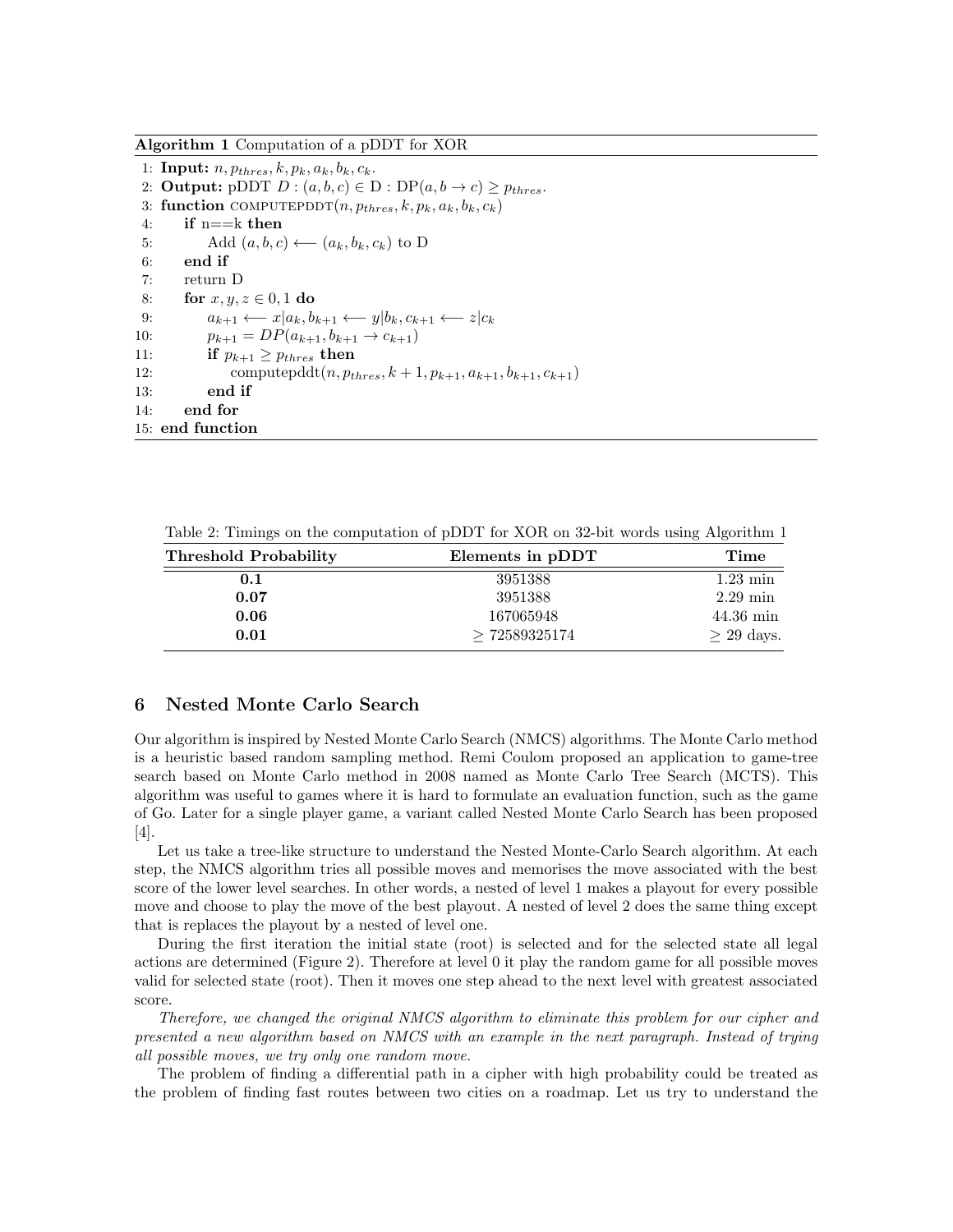**Algorithm 1** Computation of a pDDT for XOR

```
1:  Input: n, p_thres, k, p_k, a_k, b_k, c_k.
2:  Output: pDDT D : (a, b, c) ∈ D : DP(a, b → c) ≥ p_thres.
3:  function COMPUTEPDDT(n, p_thres, k, p_k, a_k, b_k, c_k)
4:      if n==k then
5:          Add (a, b, c) ⟵ (a_k, b_k, c_k) to D
6:      end if
7:      return D
8:      for x, y, z ∈ 0, 1 do
9:          a_{k+1} ⟵ x|a_k, b_{k+1} ⟵ y|b_k, c_{k+1} ⟵ z|c_k
10:         p_{k+1} = DP(a_{k+1}, b_{k+1} → c_{k+1})
11:         if p_{k+1} ≥ p_thres then
12:             computepddt(n, p_thres, k + 1, p_{k+1}, a_{k+1}, b_{k+1}, c_{k+1})
13:         end if
14:     end for
15: end function
```

Table 2: Timings on the computation of pDDT for XOR on 32-bit words using Algorithm 1

| Threshold Probability | Elements in pDDT | Time |
|---|---|---|
| **0.1** | 3951388 | 1.23 min |
| **0.07** | 3951388 | 2.29 min |
| **0.06** | 167065948 | 44.36 min |
| **0.01** | $\geq$ 72589325174 | $\geq$ 29 days. |

## 6 Nested Monte Carlo Search

Our algorithm is inspired by Nested Monte Carlo Search (NMCS) algorithms. The Monte Carlo method is a heuristic based random sampling method. Remi Coulom proposed an application to game-tree search based on Monte Carlo method in 2008 named as Monte Carlo Tree Search (MCTS). This algorithm was useful to games where it is hard to formulate an evaluation function, such as the game of Go. Later for a single player game, a variant called Nested Monte Carlo Search has been proposed [4].

Let us take a tree-like structure to understand the Nested Monte-Carlo Search algorithm. At each step, the NMCS algorithm tries all possible moves and memorises the move associated with the best score of the lower level searches. In other words, a nested of level 1 makes a playout for every possible move and choose to play the move of the best playout. A nested of level 2 does the same thing except that is replaces the playout by a nested of level one.

During the first iteration the initial state (root) is selected and for the selected state all legal actions are determined (Figure 2). Therefore at level 0 it play the random game for all possible moves valid for selected state (root). Then it moves one step ahead to the next level with greatest associated score.

*Therefore, we changed the original NMCS algorithm to eliminate this problem for our cipher and presented a new algorithm based on NMCS with an example in the next paragraph. Instead of trying all possible moves, we try only one random move.*

The problem of finding a differential path in a cipher with high probability could be treated as the problem of finding fast routes between two cities on a roadmap. Let us try to understand the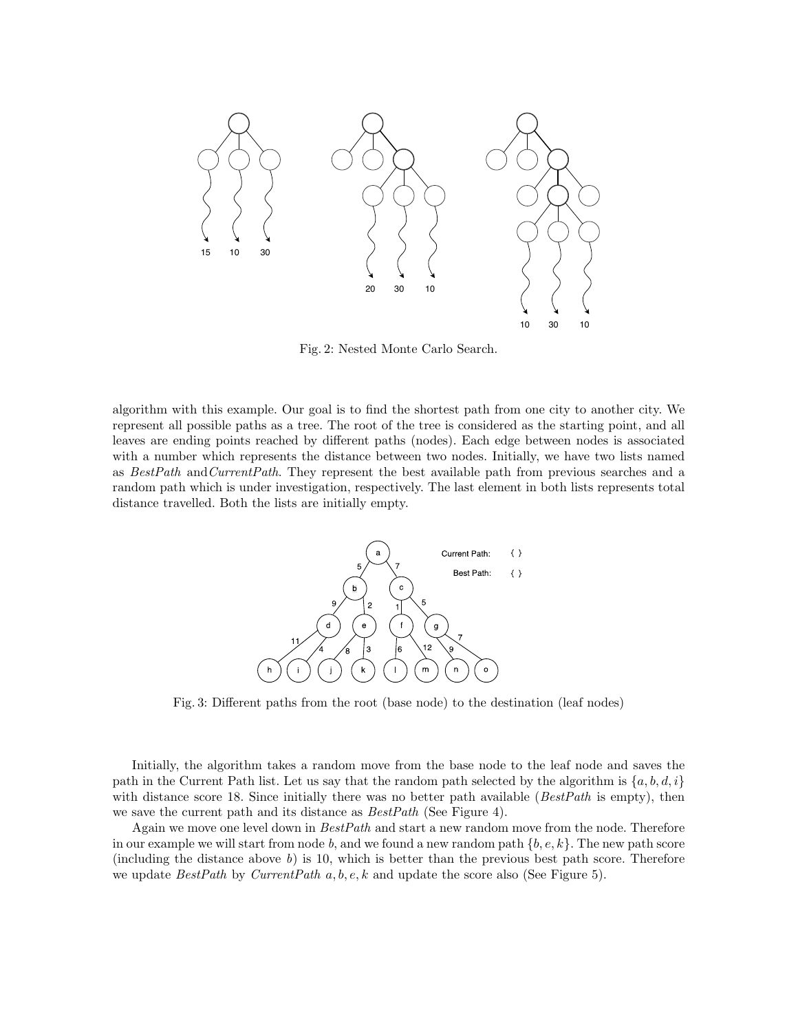Fig. 2: Nested Monte Carlo Search.

algorithm with this example. Our goal is to find the shortest path from one city to another city. We represent all possible paths as a tree. The root of the tree is considered as the starting point, and all leaves are ending points reached by different paths (nodes). Each edge between nodes is associated with a number which represents the distance between two nodes. Initially, we have two lists named as *BestPath* and*CurrentPath*. They represent the best available path from previous searches and a random path which is under investigation, respectively. The last element in both lists represents total distance travelled. Both the lists are initially empty.

Fig. 3: Different paths from the root (base node) to the destination (leaf nodes)

Initially, the algorithm takes a random move from the base node to the leaf node and saves the path in the Current Path list. Let us say that the random path selected by the algorithm is $\{a, b, d, i\}$ with distance score 18. Since initially there was no better path available (*BestPath* is empty), then we save the current path and its distance as *BestPath* (See Figure 4).

Again we move one level down in *BestPath* and start a new random move from the node. Therefore in our example we will start from node $b$, and we found a new random path $\{b, e, k\}$. The new path score (including the distance above $b$) is 10, which is better than the previous best path score. Therefore we update *BestPath* by *CurrentPath* $a, b, e, k$ and update the score also (See Figure 5).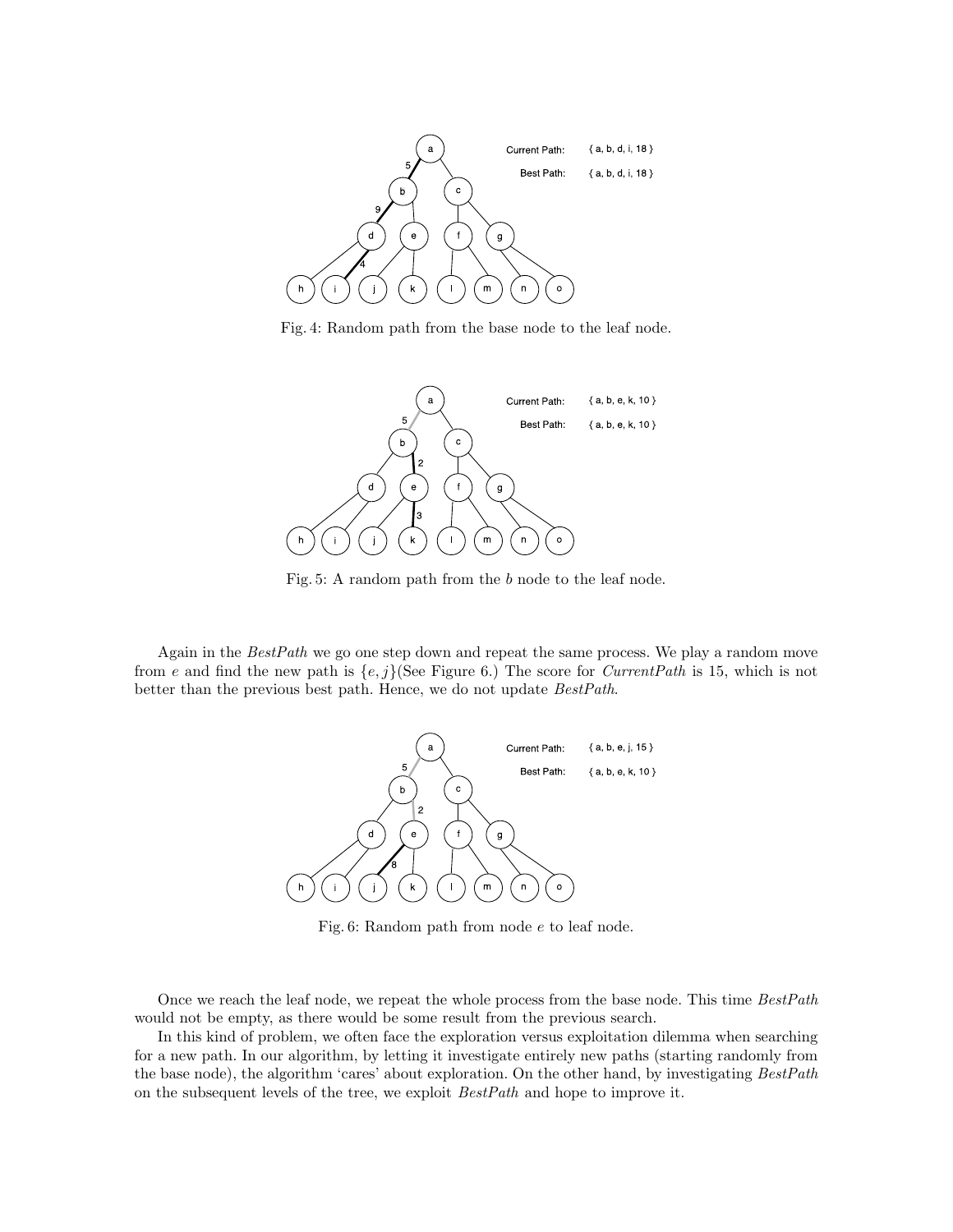Fig. 4: Random path from the base node to the leaf node.

Fig. 5: A random path from the $b$ node to the leaf node.

Again in the *BestPath* we go one step down and repeat the same process. We play a random move from $e$ and find the new path is $\{e, j\}$(See Figure 6.) The score for *CurrentPath* is 15, which is not better than the previous best path. Hence, we do not update *BestPath*.

Fig. 6: Random path from node $e$ to leaf node.

Once we reach the leaf node, we repeat the whole process from the base node. This time *BestPath* would not be empty, as there would be some result from the previous search.

In this kind of problem, we often face the exploration versus exploitation dilemma when searching for a new path. In our algorithm, by letting it investigate entirely new paths (starting randomly from the base node), the algorithm 'cares' about exploration. On the other hand, by investigating *BestPath* on the subsequent levels of the tree, we exploit *BestPath* and hope to improve it.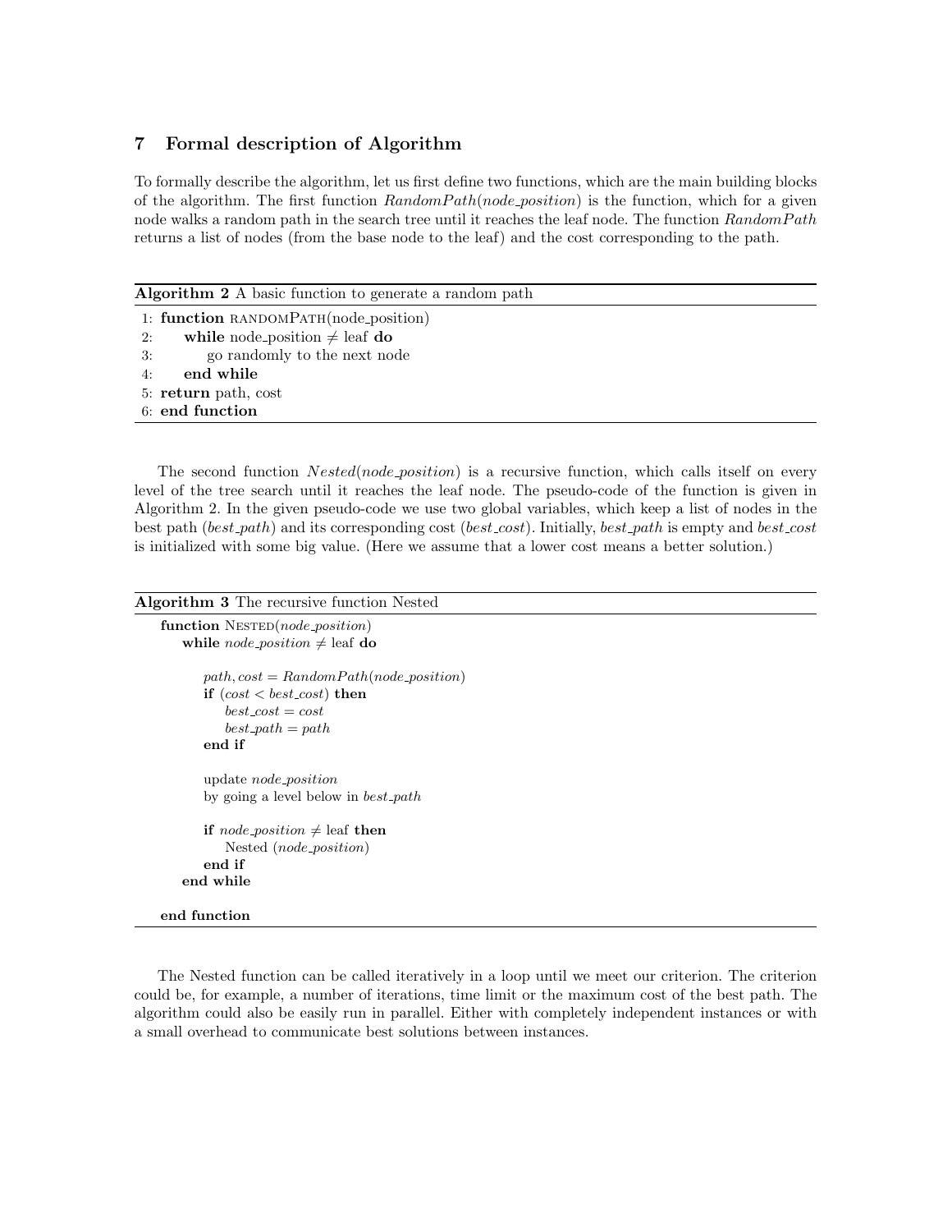## 7 Formal description of Algorithm

To formally describe the algorithm, let us first define two functions, which are the main building blocks of the algorithm. The first function *RandomPath*(*node_position*) is the function, which for a given node walks a random path in the search tree until it reaches the leaf node. The function *RandomPath* returns a list of nodes (from the base node to the leaf) and the cost corresponding to the path.

**Algorithm 2** A basic function to generate a random path

```
1: function RANDOMPATH(node_position)
2:     while node_position ≠ leaf do
3:         go randomly to the next node
4:     end while
5: return path, cost
6: end function
```

The second function *Nested*(*node_position*) is a recursive function, which calls itself on every level of the tree search until it reaches the leaf node. The pseudo-code of the function is given in Algorithm 2. In the given pseudo-code we use two global variables, which keep a list of nodes in the best path (*best_path*) and its corresponding cost (*best_cost*). Initially, *best_path* is empty and *best_cost* is initialized with some big value. (Here we assume that a lower cost means a better solution.)

**Algorithm 3** The recursive function Nested

```
function NESTED(node_position)
    while node_position ≠ leaf do

        path, cost = RandomPath(node_position)
        if (cost < best_cost) then
            best_cost = cost
            best_path = path
        end if

        update node_position
        by going a level below in best_path

        if node_position ≠ leaf then
            Nested (node_position)
        end if
    end while

end function
```

The Nested function can be called iteratively in a loop until we meet our criterion. The criterion could be, for example, a number of iterations, time limit or the maximum cost of the best path. The algorithm could also be easily run in parallel. Either with completely independent instances or with a small overhead to communicate best solutions between instances.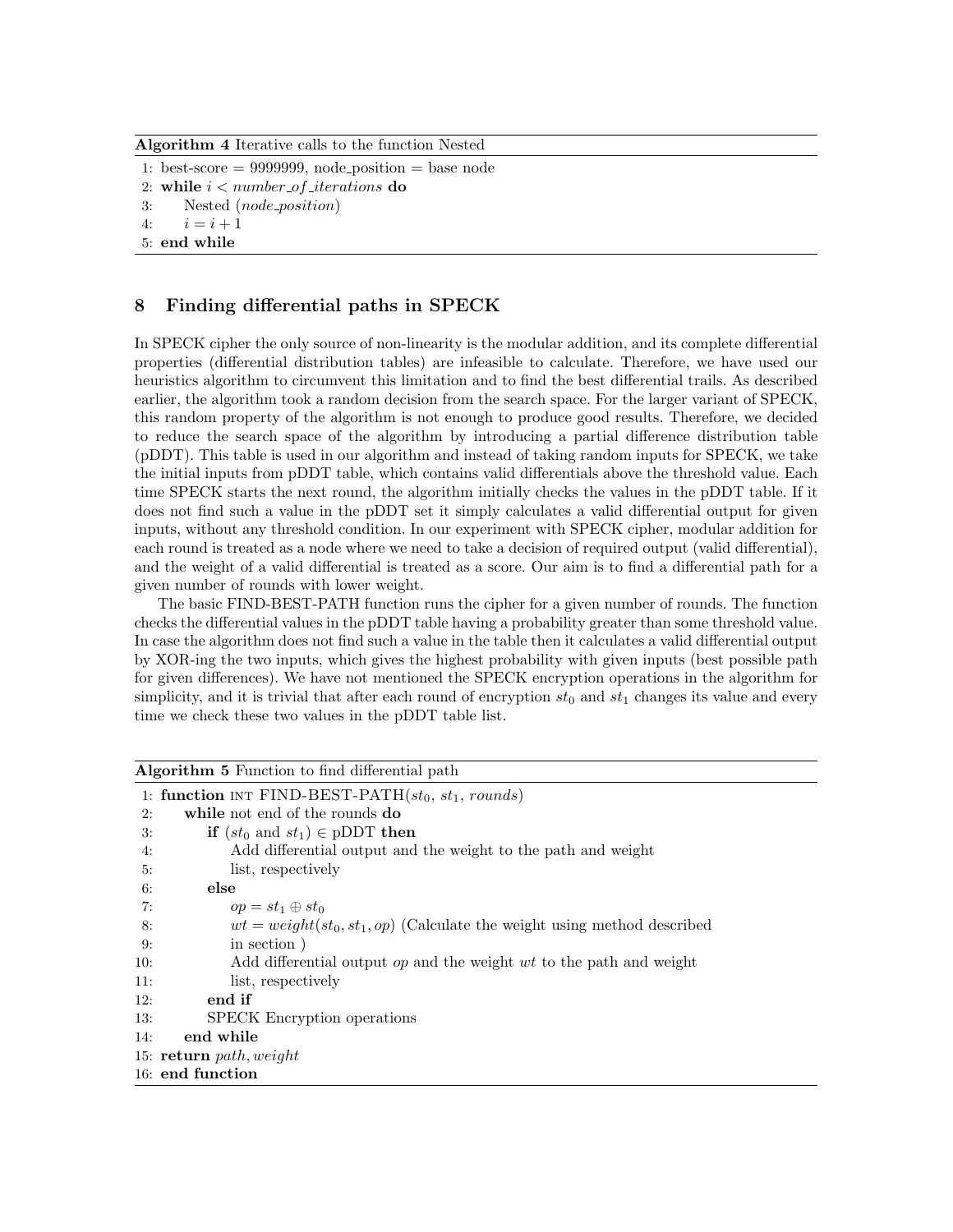**Algorithm 4** Iterative calls to the function Nested

```
1: best-score = 9999999, node_position = base node
2: while i < number_of_iterations do
3:     Nested (node_position)
4:     i = i + 1
5: end while
```

## 8 Finding differential paths in SPECK

In SPECK cipher the only source of non-linearity is the modular addition, and its complete differential properties (differential distribution tables) are infeasible to calculate. Therefore, we have used our heuristics algorithm to circumvent this limitation and to find the best differential trails. As described earlier, the algorithm took a random decision from the search space. For the larger variant of SPECK, this random property of the algorithm is not enough to produce good results. Therefore, we decided to reduce the search space of the algorithm by introducing a partial difference distribution table (pDDT). This table is used in our algorithm and instead of taking random inputs for SPECK, we take the initial inputs from pDDT table, which contains valid differentials above the threshold value. Each time SPECK starts the next round, the algorithm initially checks the values in the pDDT table. If it does not find such a value in the pDDT set it simply calculates a valid differential output for given inputs, without any threshold condition. In our experiment with SPECK cipher, modular addition for each round is treated as a node where we need to take a decision of required output (valid differential), and the weight of a valid differential is treated as a score. Our aim is to find a differential path for a given number of rounds with lower weight.

The basic FIND-BEST-PATH function runs the cipher for a given number of rounds. The function checks the differential values in the pDDT table having a probability greater than some threshold value. In case the algorithm does not find such a value in the table then it calculates a valid differential output by XOR-ing the two inputs, which gives the highest probability with given inputs (best possible path for given differences). We have not mentioned the SPECK encryption operations in the algorithm for simplicity, and it is trivial that after each round of encryption $st_0$ and $st_1$ changes its value and every time we check these two values in the pDDT table list.

**Algorithm 5** Function to find differential path

```
1: function INT FIND-BEST-PATH(st_0, st_1, rounds)
2:     while not end of the rounds do
3:         if (st_0 and st_1) ∈ pDDT then
4:             Add differential output and the weight to the path and weight
5:             list, respectively
6:         else
7:             op = st_1 ⊕ st_0
8:             wt = weight(st_0, st_1, op) (Calculate the weight using method described
9:             in section )
10:            Add differential output op and the weight wt to the path and weight
11:            list, respectively
12:        end if
13:        SPECK Encryption operations
14:    end while
15: return path, weight
16: end function
```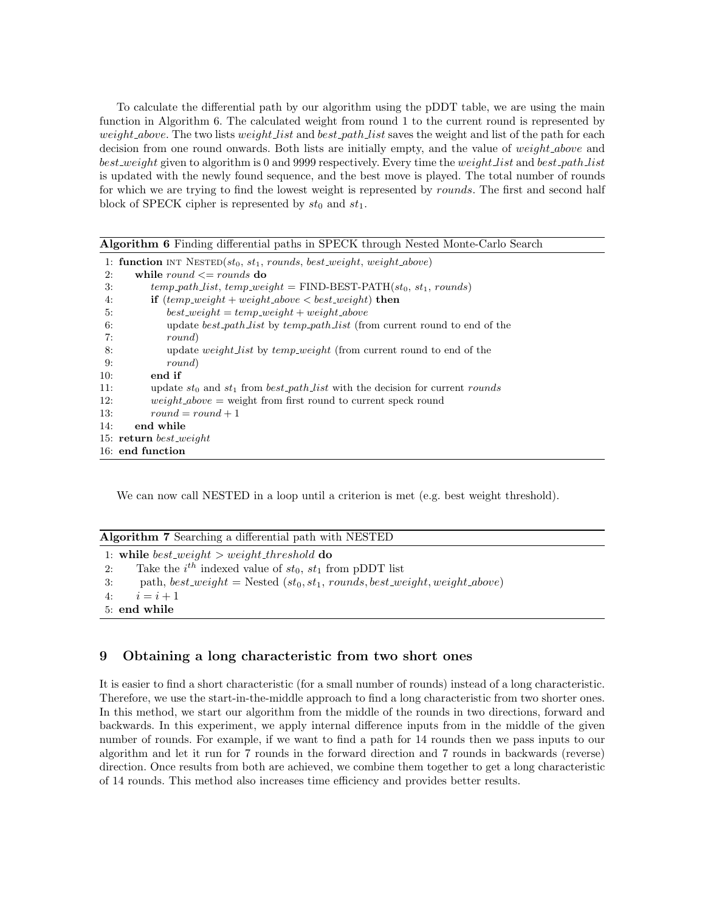To calculate the differential path by our algorithm using the pDDT table, we are using the main function in Algorithm 6. The calculated weight from round 1 to the current round is represented by *weight_above*. The two lists *weight_list* and *best_path_list* saves the weight and list of the path for each decision from one round onwards. Both lists are initially empty, and the value of *weight_above* and *best_weight* given to algorithm is 0 and 9999 respectively. Every time the *weight_list* and *best_path_list* is updated with the newly found sequence, and the best move is played. The total number of rounds for which we are trying to find the lowest weight is represented by *rounds*. The first and second half block of SPECK cipher is represented by $st_0$ and $st_1$.

**Algorithm 6** Finding differential paths in SPECK through Nested Monte-Carlo Search

```
 1: function INT NESTED(st0, st1, rounds, best_weight, weight_above)
 2:     while round <= rounds do
 3:         temp_path_list, temp_weight = FIND-BEST-PATH(st0, st1, rounds)
 4:         if (temp_weight + weight_above < best_weight) then
 5:             best_weight = temp_weight + weight_above
 6:             update best_path_list by temp_path_list (from current round to end of the
 7:             round)
 8:             update weight_list by temp_weight (from current round to end of the
 9:             round)
10:         end if
11:         update st0 and st1 from best_path_list with the decision for current rounds
12:         weight_above = weight from first round to current speck round
13:         round = round + 1
14:     end while
15: return best_weight
16: end function
```

We can now call NESTED in a loop until a criterion is met (e.g. best weight threshold).

**Algorithm 7** Searching a differential path with NESTED

```
1: while best_weight > weight_threshold do
2:     Take the i-th indexed value of st0, st1 from pDDT list
3:     path, best_weight = Nested (st0, st1, rounds, best_weight, weight_above)
4:     i = i + 1
5: end while
```

## 9 Obtaining a long characteristic from two short ones

It is easier to find a short characteristic (for a small number of rounds) instead of a long characteristic. Therefore, we use the start-in-the-middle approach to find a long characteristic from two shorter ones. In this method, we start our algorithm from the middle of the rounds in two directions, forward and backwards. In this experiment, we apply internal difference inputs from in the middle of the given number of rounds. For example, if we want to find a path for 14 rounds then we pass inputs to our algorithm and let it run for 7 rounds in the forward direction and 7 rounds in backwards (reverse) direction. Once results from both are achieved, we combine them together to get a long characteristic of 14 rounds. This method also increases time efficiency and provides better results.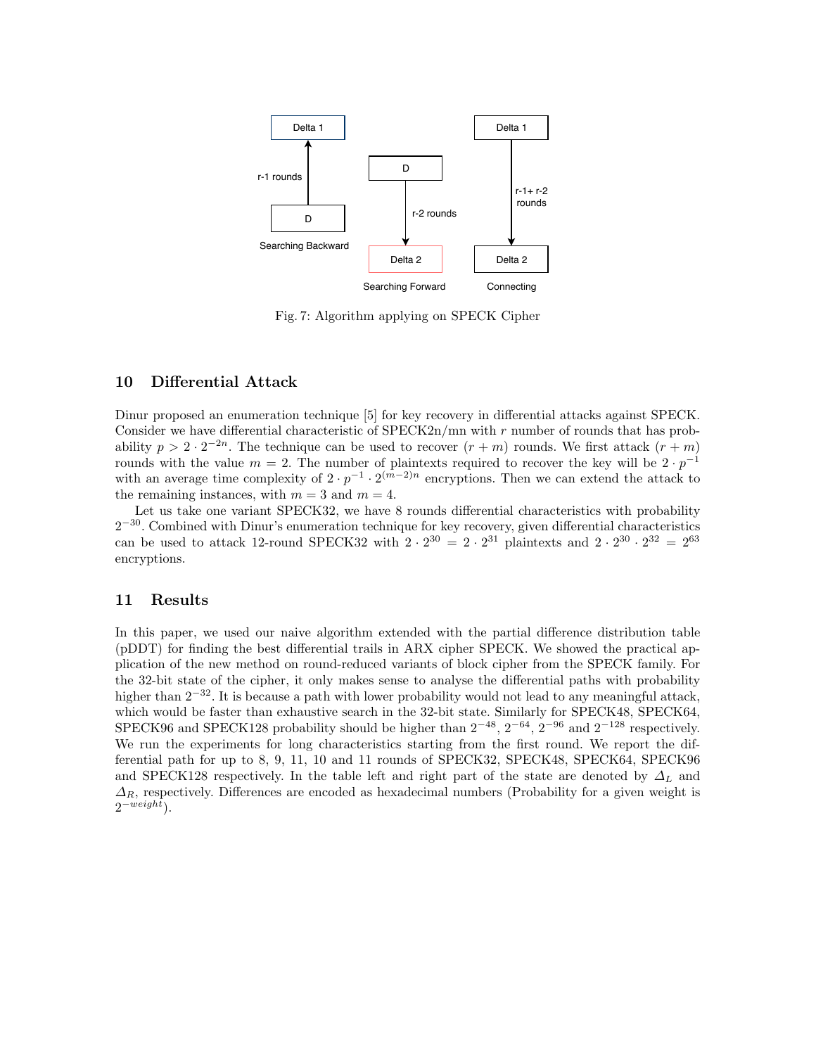Fig. 7: Algorithm applying on SPECK Cipher

## 10 Differential Attack

Dinur proposed an enumeration technique [5] for key recovery in differential attacks against SPECK. Consider we have differential characteristic of SPECK2n/mn with $r$ number of rounds that has probability $p > 2 \cdot 2^{-2n}$. The technique can be used to recover $(r + m)$ rounds. We first attack $(r + m)$ rounds with the value $m = 2$. The number of plaintexts required to recover the key will be $2 \cdot p^{-1}$ with an average time complexity of $2 \cdot p^{-1} \cdot 2^{(m-2)n}$ encryptions. Then we can extend the attack to the remaining instances, with $m = 3$ and $m = 4$.

Let us take one variant SPECK32, we have 8 rounds differential characteristics with probability $2^{-30}$. Combined with Dinur's enumeration technique for key recovery, given differential characteristics can be used to attack 12-round SPECK32 with $2 \cdot 2^{30} = 2 \cdot 2^{31}$ plaintexts and $2 \cdot 2^{30} \cdot 2^{32} = 2^{63}$ encryptions.

## 11 Results

In this paper, we used our naive algorithm extended with the partial difference distribution table (pDDT) for finding the best differential trails in ARX cipher SPECK. We showed the practical application of the new method on round-reduced variants of block cipher from the SPECK family. For the 32-bit state of the cipher, it only makes sense to analyse the differential paths with probability higher than $2^{-32}$. It is because a path with lower probability would not lead to any meaningful attack, which would be faster than exhaustive search in the 32-bit state. Similarly for SPECK48, SPECK64, SPECK96 and SPECK128 probability should be higher than $2^{-48}$, $2^{-64}$, $2^{-96}$ and $2^{-128}$ respectively. We run the experiments for long characteristics starting from the first round. We report the differential path for up to 8, 9, 11, 10 and 11 rounds of SPECK32, SPECK48, SPECK64, SPECK96 and SPECK128 respectively. In the table left and right part of the state are denoted by $\Delta_L$ and $\Delta_R$, respectively. Differences are encoded as hexadecimal numbers (Probability for a given weight is $2^{-weight}$).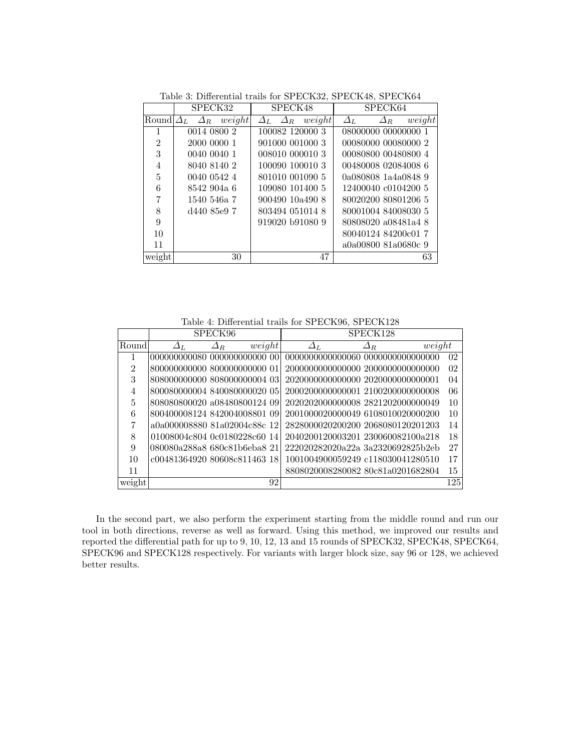Table 3: Differential trails for SPECK32, SPECK48, SPECK64

| | SPECK32 | | | SPECK48 | | | SPECK64 | | |
|---|---|---|---|---|---|---|---|---|---|
| Round | $\Delta_L$ | $\Delta_R$ | *weight* | $\Delta_L$ | $\Delta_R$ | *weight* | $\Delta_L$ | $\Delta_R$ | *weight* |
| 1 | 0014 | 0800 | 2 | 100082 | 120000 | 3 | 08000000 | 00000000 | 1 |
| 2 | 2000 | 0000 | 1 | 901000 | 001000 | 3 | 00080000 | 00080000 | 2 |
| 3 | 0040 | 0040 | 1 | 008010 | 000010 | 3 | 00080800 | 00480800 | 4 |
| 4 | 8040 | 8140 | 2 | 100090 | 100010 | 3 | 00480008 | 02084008 | 6 |
| 5 | 0040 | 0542 | 4 | 801010 | 001090 | 5 | 0a080808 | 1a4a0848 | 9 |
| 6 | 8542 | 904a | 6 | 109080 | 101400 | 5 | 12400040 | c0104200 | 5 |
| 7 | 1540 | 546a | 7 | 900490 | 10a490 | 8 | 80020200 | 80801206 | 5 |
| 8 | d440 | 85e9 | 7 | 803494 | 051014 | 8 | 80001004 | 84008030 | 5 |
| 9 | | | | 919020 | b91080 | 9 | 80808020 | a08481a4 | 8 |
| 10 | | | | | | | 80040124 | 84200c01 | 7 |
| 11 | | | | | | | a0a00800 | 81a0680c | 9 |
| weight | | | 30 | | | 47 | | | 63 |

Table 4: Differential trails for SPECK96, SPECK128

| | SPECK96 | | | SPECK128 | | |
|---|---|---|---|---|---|---|
| Round | $\Delta_L$ | $\Delta_R$ | *weight* | $\Delta_L$ | $\Delta_R$ | *weight* |
| 1 | 000000000080 | 000000000000 | 00 | 0000000000000060 | 0000000000000000 | 02 |
| 2 | 800000000000 | 800000000000 | 01 | 2000000000000000 | 2000000000000000 | 02 |
| 3 | 808000000000 | 808000000004 | 03 | 2020000000000000 | 2020000000000001 | 04 |
| 4 | 800080000004 | 840080000020 | 05 | 2000200000000001 | 2100200000000008 | 06 |
| 5 | 808080800020 | a08480800124 | 09 | 2020202000000008 | 2821202000000049 | 10 |
| 6 | 800400008124 | 842004008801 | 09 | 2001000020000049 | 6108010020000200 | 10 |
| 7 | a0a000008880 | 81a02004c88c | 12 | 2828000020200200 | 2068080120201203 | 14 |
| 8 | 01008004c804 | 0c0180228c60 | 14 | 2040200120003201 | 230060082100a218 | 18 |
| 9 | 080080a288a8 | 680c81b6eba8 | 21 | 222020282020a22a | 3a2320692825b2eb | 27 |
| 10 | c00481364920 | 80608c811463 | 18 | 1001004900059249 | c118030041280510 | 17 |
| 11 | | | | 8808020008280082 | 80c81a0201682804 | 15 |
| weight | | | 92 | | | 125 |

In the second part, we also perform the experiment starting from the middle round and run our tool in both directions, reverse as well as forward. Using this method, we improved our results and reported the differential path for up to 9, 10, 12, 13 and 15 rounds of SPECK32, SPECK48, SPECK64, SPECK96 and SPECK128 respectively. For variants with larger block size, say 96 or 128, we achieved better results.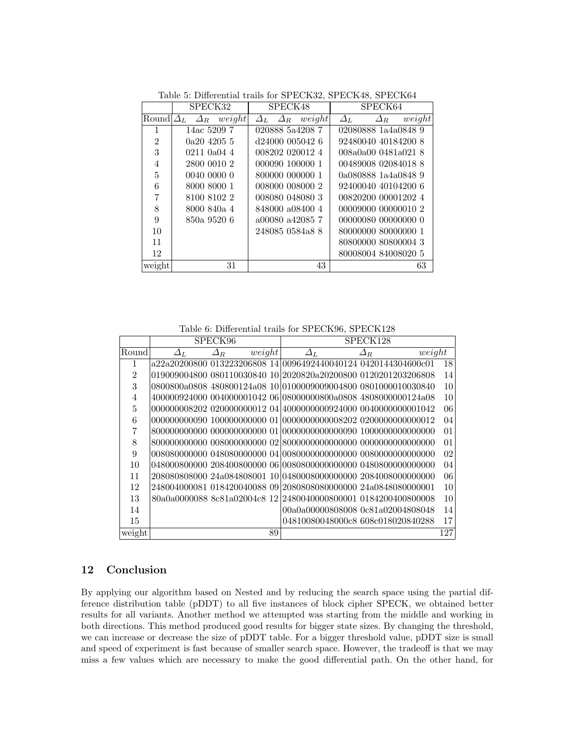Table 5: Differential trails for SPECK32, SPECK48, SPECK64

| | SPECK32 | | | SPECK48 | | | SPECK64 | | |
|---|---|---|---|---|---|---|---|---|---|
| Round | $\Delta_L$ | $\Delta_R$ | *weight* | $\Delta_L$ | $\Delta_R$ | *weight* | $\Delta_L$ | $\Delta_R$ | *weight* |
| 1 | 14ac | 5209 | 7 | 020888 | 5a4208 | 7 | 02080888 | 1a4a0848 | 9 |
| 2 | 0a20 | 4205 | 5 | d24000 | 005042 | 6 | 92480040 | 40184200 | 8 |
| 3 | 0211 | 0a04 | 4 | 008202 | 020012 | 4 | 008a0a00 | 0481a021 | 8 |
| 4 | 2800 | 0010 | 2 | 000090 | 100000 | 1 | 00489008 | 02084018 | 8 |
| 5 | 0040 | 0000 | 0 | 800000 | 000000 | 1 | 0a080888 | 1a4a0848 | 9 |
| 6 | 8000 | 8000 | 1 | 008000 | 008000 | 2 | 92400040 | 40104200 | 6 |
| 7 | 8100 | 8102 | 2 | 008080 | 048080 | 3 | 00820200 | 00001202 | 4 |
| 8 | 8000 | 840a | 4 | 848000 | a08400 | 4 | 00009000 | 00000010 | 2 |
| 9 | 850a | 9520 | 6 | a00080 | a42085 | 7 | 00000080 | 00000000 | 0 |
| 10 | | | | 248085 | 0584a8 | 8 | 80000000 | 80000000 | 1 |
| 11 | | | | | | | 80800000 | 80800004 | 3 |
| 12 | | | | | | | 80008004 | 84008020 | 5 |
| weight | | | 31 | | | 43 | | | 63 |

Table 6: Differential trails for SPECK96, SPECK128

| | SPECK96 | | | SPECK128 | | |
|---|---|---|---|---|---|---|
| Round | $\Delta_L$ | $\Delta_R$ | *weight* | $\Delta_L$ | $\Delta_R$ | *weight* |
| 1 | a22a20200800 | 013223206808 | 14 | 0096492440040124 | 0420144304600c01 | 18 |
| 2 | 019009004800 | 080110030840 | 10 | 2020820a20200800 | 0120201203206808 | 14 |
| 3 | 0800800a0808 | 480800124a08 | 10 | 0100009009004800 | 0801000010030840 | 10 |
| 4 | 400000924000 | 004000001042 | 06 | 08000000800a0808 | 4808000000124a08 | 10 |
| 5 | 000000008202 | 020000000012 | 04 | 4000000000924000 | 0040000000001042 | 06 |
| 6 | 000000000090 | 100000000000 | 01 | 0000000000008202 | 0200000000000012 | 04 |
| 7 | 800000000000 | 000000000000 | 01 | 0000000000000090 | 1000000000000000 | 01 |
| 8 | 800000000000 | 008000000000 | 02 | 8000000000000000 | 0000000000000000 | 01 |
| 9 | 008080000000 | 048080000000 | 04 | 0080000000000000 | 0080000000000000 | 02 |
| 10 | 048000800000 | 208400800000 | 06 | 0080800000000000 | 0480800000000000 | 04 |
| 11 | 208080808000 | 24a084808001 | 10 | 0480008000000000 | 2084008000000000 | 06 |
| 12 | 248004000081 | 018420040088 | 09 | 2080808080000000 | 24a0848080000001 | 10 |
| 13 | 80a0a0000088 | 8c81a02004c8 | 12 | 2480040000800001 | 0184200400800008 | 10 |
| 14 | | | | 00a0a00000808008 | 0c81a02004808048 | 14 |
| 15 | | | | 04810080048000c8 | 608c018020840288 | 17 |
| weight | | | 89 | | | 127 |

## 12 Conclusion

By applying our algorithm based on Nested and by reducing the search space using the partial difference distribution table (pDDT) to all five instances of block cipher SPECK, we obtained better results for all variants. Another method we attempted was starting from the middle and working in both directions. This method produced good results for bigger state sizes. By changing the threshold, we can increase or decrease the size of pDDT table. For a bigger threshold value, pDDT size is small and speed of experiment is fast because of smaller search space. However, the tradeoff is that we may miss a few values which are necessary to make the good differential path. On the other hand, for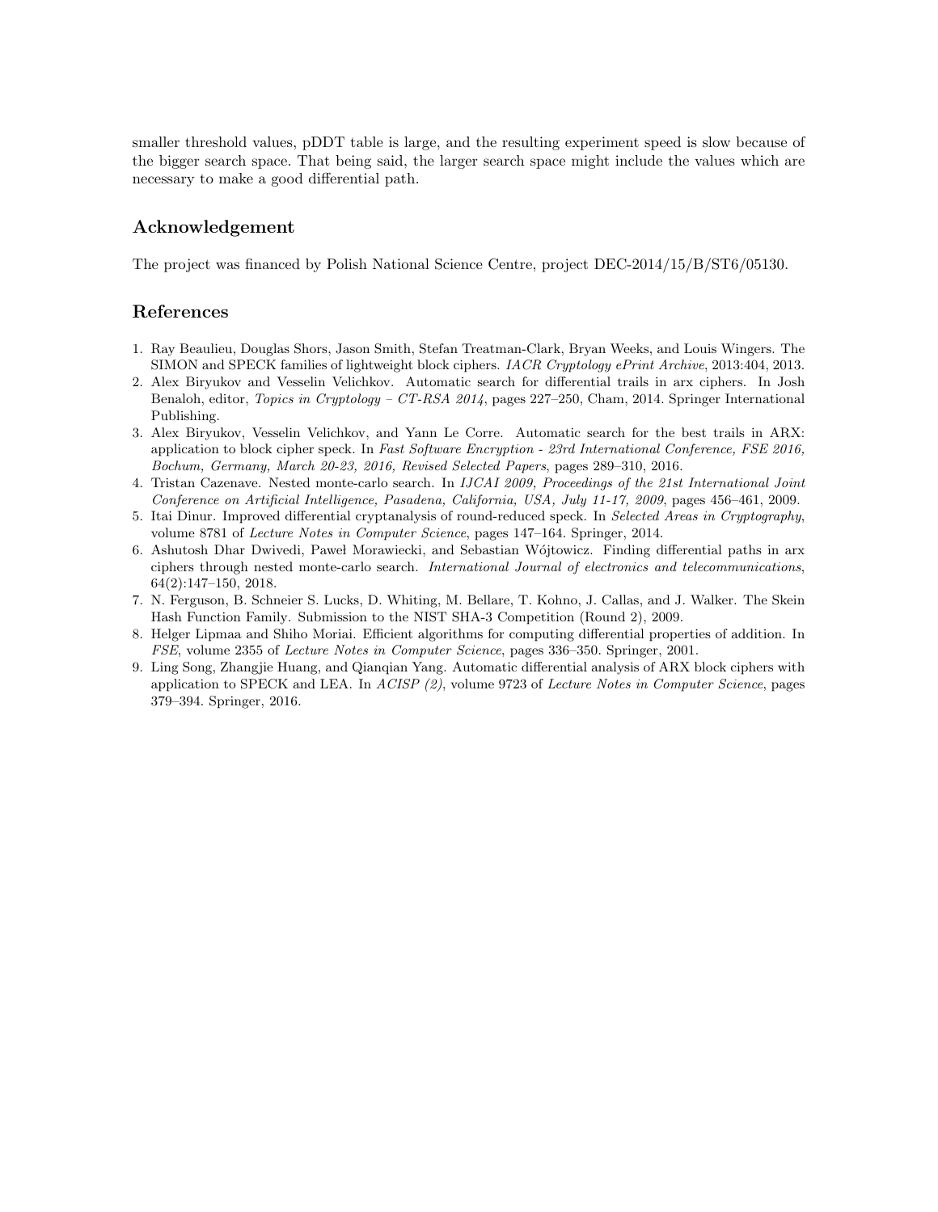smaller threshold values, pDDT table is large, and the resulting experiment speed is slow because of the bigger search space. That being said, the larger search space might include the values which are necessary to make a good differential path.

## Acknowledgement

The project was financed by Polish National Science Centre, project DEC-2014/15/B/ST6/05130.

## References

1. Ray Beaulieu, Douglas Shors, Jason Smith, Stefan Treatman-Clark, Bryan Weeks, and Louis Wingers. The SIMON and SPECK families of lightweight block ciphers. *IACR Cryptology ePrint Archive*, 2013:404, 2013.
2. Alex Biryukov and Vesselin Velichkov. Automatic search for differential trails in arx ciphers. In Josh Benaloh, editor, *Topics in Cryptology – CT-RSA 2014*, pages 227–250, Cham, 2014. Springer International Publishing.
3. Alex Biryukov, Vesselin Velichkov, and Yann Le Corre. Automatic search for the best trails in ARX: application to block cipher speck. In *Fast Software Encryption - 23rd International Conference, FSE 2016, Bochum, Germany, March 20-23, 2016, Revised Selected Papers*, pages 289–310, 2016.
4. Tristan Cazenave. Nested monte-carlo search. In *IJCAI 2009, Proceedings of the 21st International Joint Conference on Artificial Intelligence, Pasadena, California, USA, July 11-17, 2009*, pages 456–461, 2009.
5. Itai Dinur. Improved differential cryptanalysis of round-reduced speck. In *Selected Areas in Cryptography*, volume 8781 of *Lecture Notes in Computer Science*, pages 147–164. Springer, 2014.
6. Ashutosh Dhar Dwivedi, Paweł Morawiecki, and Sebastian Wójtowicz. Finding differential paths in arx ciphers through nested monte-carlo search. *International Journal of electronics and telecommunications*, 64(2):147–150, 2018.
7. N. Ferguson, B. Schneier S. Lucks, D. Whiting, M. Bellare, T. Kohno, J. Callas, and J. Walker. The Skein Hash Function Family. Submission to the NIST SHA-3 Competition (Round 2), 2009.
8. Helger Lipmaa and Shiho Moriai. Efficient algorithms for computing differential properties of addition. In *FSE*, volume 2355 of *Lecture Notes in Computer Science*, pages 336–350. Springer, 2001.
9. Ling Song, Zhangjie Huang, and Qianqian Yang. Automatic differential analysis of ARX block ciphers with application to SPECK and LEA. In *ACISP (2)*, volume 9723 of *Lecture Notes in Computer Science*, pages 379–394. Springer, 2016.